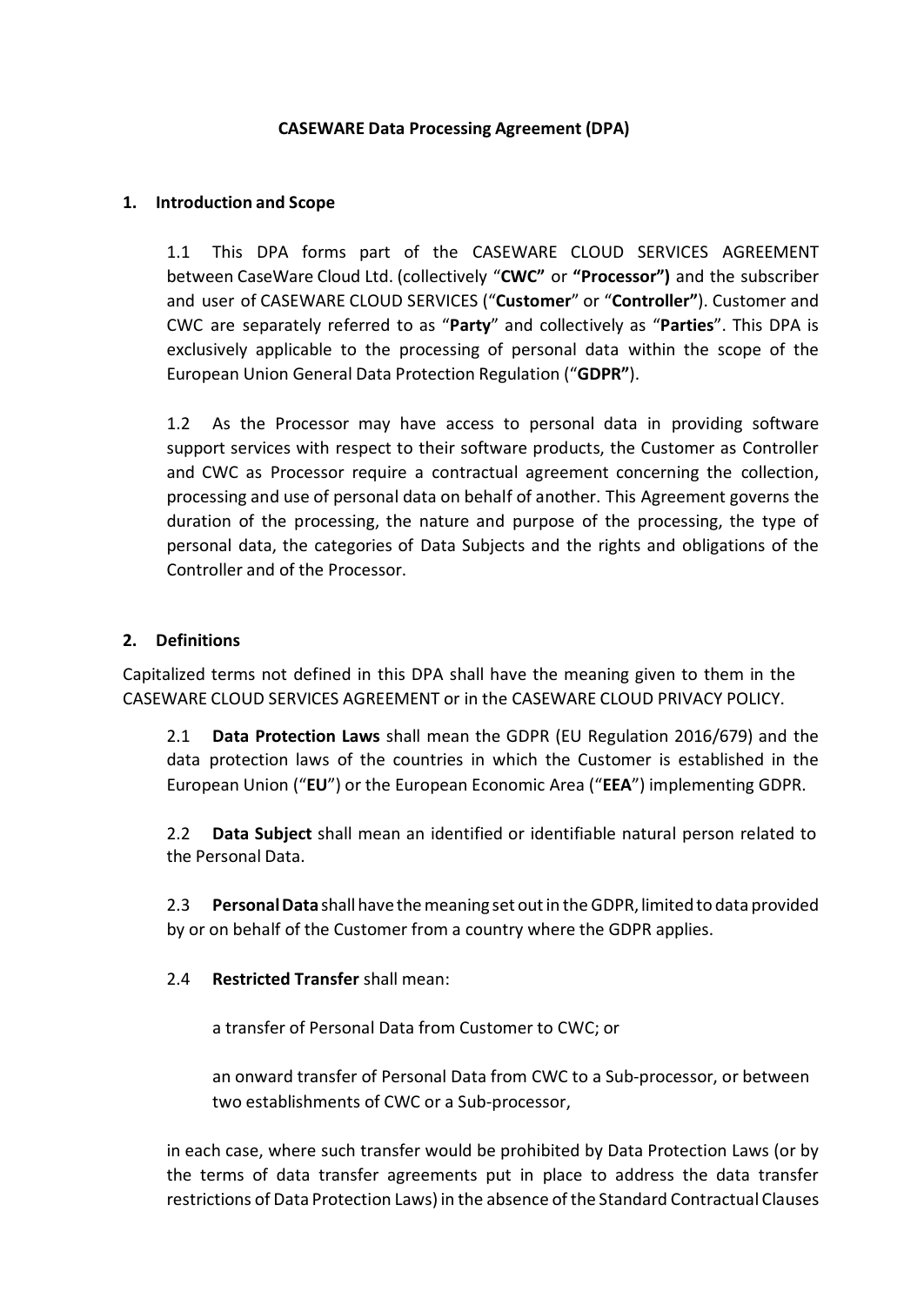# CASEWARE Data Processing Agreement (DPA)

## 1. Introduction and Scope

1.1 This DPA forms part of the CASEWARE CLOUD SERVICES AGREEMENT between CaseWare Cloud Ltd. (collectively "**CWC**" or **"Processor")** and the subscriber and user of CASEWARE CLOUD SERVICES ("**Customer**" or "**Controller"**). Customer and CWC are separately referred to as "**Party**" and collectively as "**Parties**". This DPA is exclusively applicable to the processing of personal data within the scope of the European Union General Data Protection Regulation ("**GDPR"**).

1.2 As the Processor may have access to personal data in providing software support services with respect to their software products, the Customer as Controller and CWC as Processor require a contractual agreement concerning the collection, processing and use of personal data on behalf of another. This Agreement governs the duration of the processing, the nature and purpose of the processing, the type of personal data, the categories of Data Subjects and the rights and obligations of the Controller and of the Processor.

## 2. Definitions

Capitalized terms not defined in this DPA shall have the meaning given to them in the CASEWARE CLOUD SERVICES AGREEMENT or in the CASEWARE CLOUD PRIVACY POLICY.

2.1 **Data Protection Laws** shall mean the GDPR (EU Regulation 2016/679) and the data protection laws of the countries in which the Customer is established in the European Union ("**EU**") or the European Economic Area ("**EEA**") implementing GDPR.

2.2 **Data Subject** shall mean an identified or identifiable natural person related to the Personal Data.

2.3 **Personal Data** shall have the meaning set out in the GDPR, limited to data provided by or on behalf of the Customer from a country where the GDPR applies.

2.4 **Restricted Transfer** shall mean:

a transfer of Personal Data from Customer to CWC; or

an onward transfer of Personal Data from CWC to a Sub-processor, or between two establishments of CWC or a Sub-processor,

in each case, where such transfer would be prohibited by Data Protection Laws (or by the terms of data transfer agreements put in place to address the data transfer restrictions of Data Protection Laws) in the absence of the Standard Contractual Clauses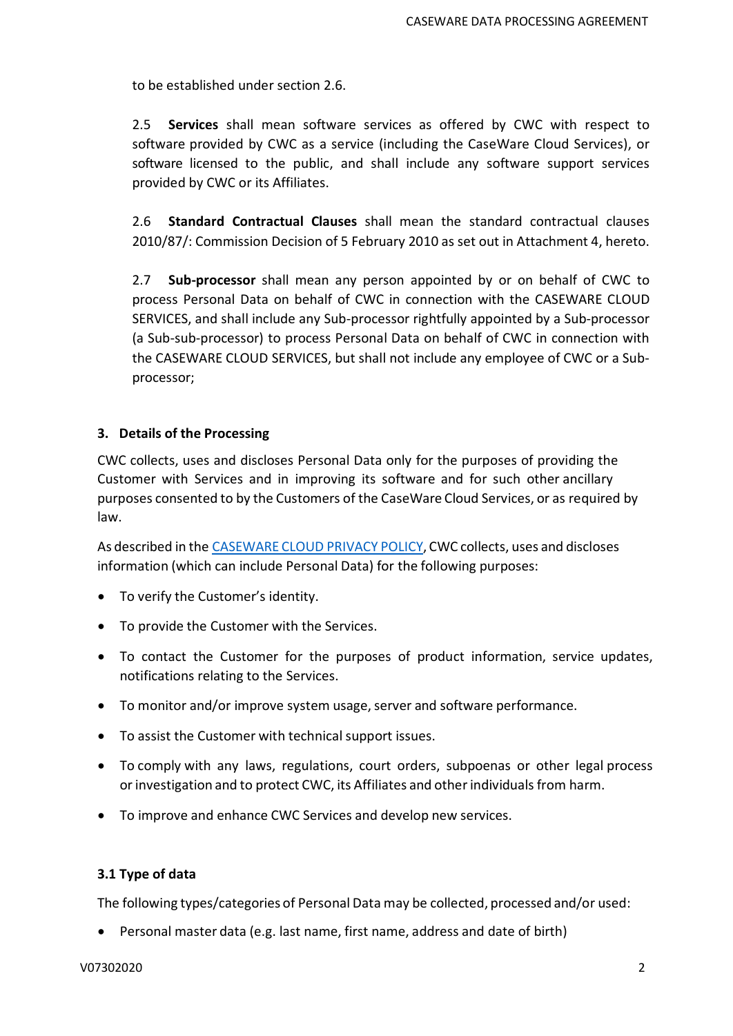to be established under section 2.6.

2.5 **Services** shall mean software services as offered by CWC with respect to software provided by CWC as a service (including the CaseWare Cloud Services), or software licensed to the public, and shall include any software support services provided by CWC or its Affiliates.

2.6 **Standard Contractual Clauses** shall mean the standard contractual clauses 2010/87/: Commission Decision of 5 February 2010 as set out in Attachment 4, hereto.

2.7 **Sub-processor** shall mean any person appointed by or on behalf of CWC to process Personal Data on behalf of CWC in connection with the CASEWARE CLOUD SERVICES, and shall include any Sub-processor rightfully appointed by a Sub-processor (a Sub-sub-processor) to process Personal Data on behalf of CWC in connection with the CASEWARE CLOUD SERVICES, but shall not include any employee of CWC or a Sub-processor;

## 3. Details of the Processing

CWC collects, uses and discloses Personal Data only for the purposes of providing the Customer with Services and in improving its software and for such other ancillary purposes consented to by the Customers of the CaseWare Cloud Services, or as required by law.

As described in the CASEWARE CLOUD PRIVACY POLICY, CWC collects, uses and discloses information (which can include Personal Data) for the following purposes:

- To verify the Customer's identity.
- To provide the Customer with the Services.
- To contact the Customer for the purposes of product information, service updates, notifications relating to the Services.
- To monitor and/or improve system usage, server and software performance.
- To assist the Customer with technical support issues.
- To comply with any laws, regulations, court orders, subpoenas or other legal process or investigation and to protect CWC, its Affiliates and other individuals from harm.
- To improve and enhance CWC Services and develop new services.

### 3.1 Type of data

The following types/categories of Personal Data may be collected, processed and/or used:

- Personal master data (e.g. last name, first name, address and date of birth)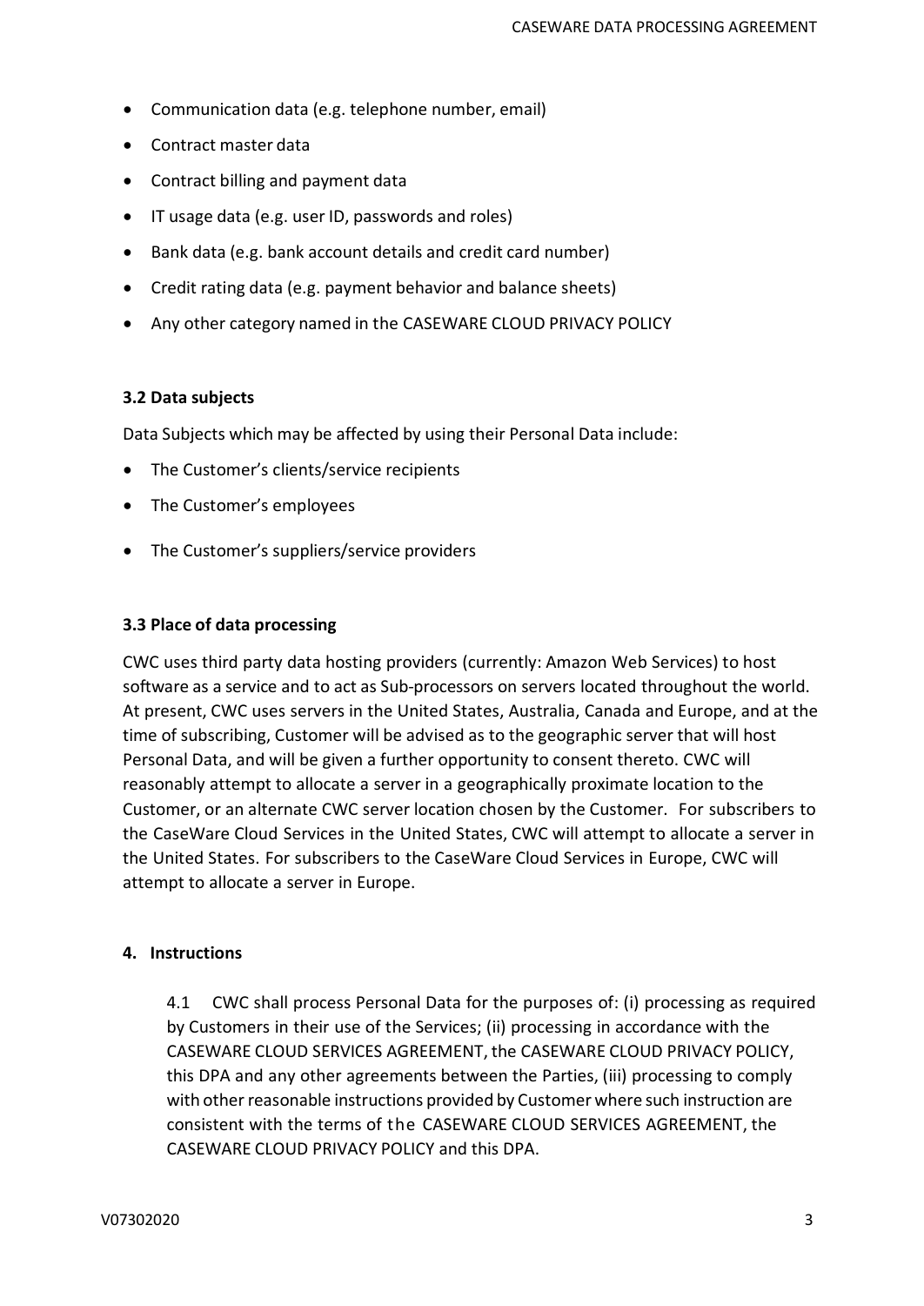- Communication data (e.g. telephone number, email)
- Contract master data
- Contract billing and payment data
- IT usage data (e.g. user ID, passwords and roles)
- Bank data (e.g. bank account details and credit card number)
- Credit rating data (e.g. payment behavior and balance sheets)
- Any other category named in the CASEWARE CLOUD PRIVACY POLICY

### 3.2 Data subjects

Data Subjects which may be affected by using their Personal Data include:

- The Customer's clients/service recipients
- The Customer's employees
- The Customer's suppliers/service providers

### 3.3 Place of data processing

CWC uses third party data hosting providers (currently: Amazon Web Services) to host software as a service and to act as Sub-processors on servers located throughout the world. At present, CWC uses servers in the United States, Australia, Canada and Europe, and at the time of subscribing, Customer will be advised as to the geographic server that will host Personal Data, and will be given a further opportunity to consent thereto. CWC will reasonably attempt to allocate a server in a geographically proximate location to the Customer, or an alternate CWC server location chosen by the Customer. For subscribers to the CaseWare Cloud Services in the United States, CWC will attempt to allocate a server in the United States. For subscribers to the CaseWare Cloud Services in Europe, CWC will attempt to allocate a server in Europe.

## 4. Instructions

4.1 CWC shall process Personal Data for the purposes of: (i) processing as required by Customers in their use of the Services; (ii) processing in accordance with the CASEWARE CLOUD SERVICES AGREEMENT, the CASEWARE CLOUD PRIVACY POLICY, this DPA and any other agreements between the Parties, (iii) processing to comply with other reasonable instructions provided by Customer where such instruction are consistent with the terms of the CASEWARE CLOUD SERVICES AGREEMENT, the CASEWARE CLOUD PRIVACY POLICY and this DPA.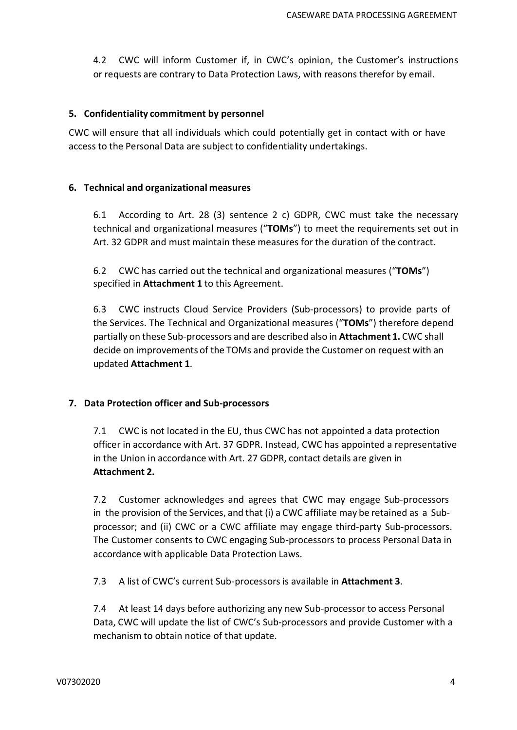4.2 CWC will inform Customer if, in CWC's opinion, the Customer's instructions or requests are contrary to Data Protection Laws, with reasons therefor by email.

## 5. Confidentiality commitment by personnel

CWC will ensure that all individuals which could potentially get in contact with or have access to the Personal Data are subject to confidentiality undertakings.

## 6. Technical and organizational measures

6.1 According to Art. 28 (3) sentence 2 c) GDPR, CWC must take the necessary technical and organizational measures ("**TOMs**") to meet the requirements set out in Art. 32 GDPR and must maintain these measures for the duration of the contract.

6.2 CWC has carried out the technical and organizational measures ("**TOMs**") specified in **Attachment 1** to this Agreement.

6.3 CWC instructs Cloud Service Providers (Sub-processors) to provide parts of the Services. The Technical and Organizational measures ("**TOMs**") therefore depend partially on these Sub-processors and are described also in **Attachment 1.** CWC shall decide on improvements of the TOMs and provide the Customer on request with an updated **Attachment 1**.

## 7. Data Protection officer and Sub-processors

7.1 CWC is not located in the EU, thus CWC has not appointed a data protection officer in accordance with Art. 37 GDPR. Instead, CWC has appointed a representative in the Union in accordance with Art. 27 GDPR, contact details are given in **Attachment 2.**

7.2 Customer acknowledges and agrees that CWC may engage Sub-processors in the provision of the Services, and that (i) a CWC affiliate may be retained as a Sub-processor; and (ii) CWC or a CWC affiliate may engage third-party Sub-processors. The Customer consents to CWC engaging Sub-processors to process Personal Data in accordance with applicable Data Protection Laws.

7.3 A list of CWC's current Sub-processors is available in **Attachment 3**.

7.4 At least 14 days before authorizing any new Sub-processor to access Personal Data, CWC will update the list of CWC's Sub-processors and provide Customer with a mechanism to obtain notice of that update.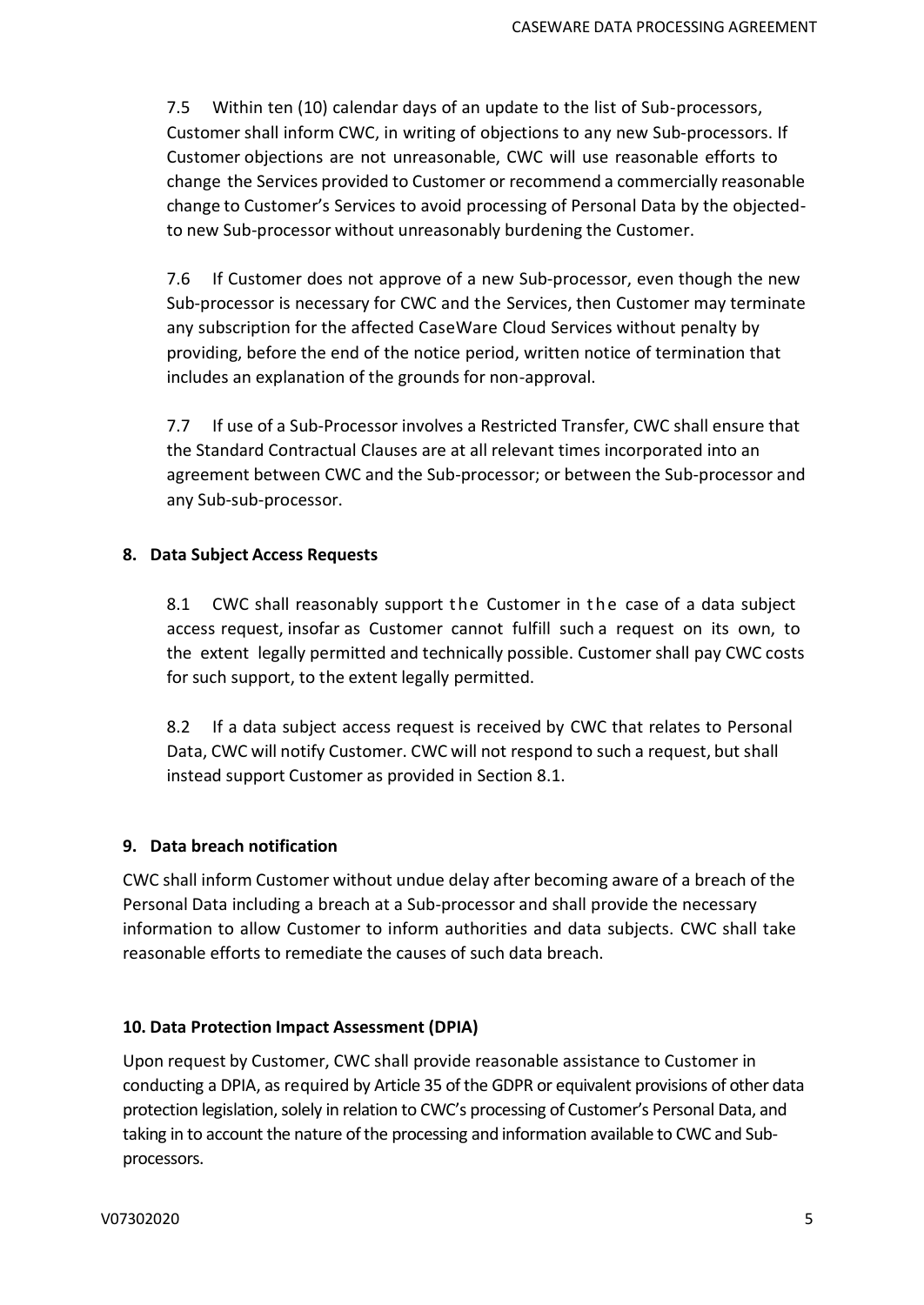7.5 Within ten (10) calendar days of an update to the list of Sub-processors, Customer shall inform CWC, in writing of objections to any new Sub-processors. If Customer objections are not unreasonable, CWC will use reasonable efforts to change the Services provided to Customer or recommend a commercially reasonable change to Customer's Services to avoid processing of Personal Data by the objected-to new Sub-processor without unreasonably burdening the Customer.

7.6 If Customer does not approve of a new Sub-processor, even though the new Sub-processor is necessary for CWC and the Services, then Customer may terminate any subscription for the affected CaseWare Cloud Services without penalty by providing, before the end of the notice period, written notice of termination that includes an explanation of the grounds for non-approval.

7.7 If use of a Sub-Processor involves a Restricted Transfer, CWC shall ensure that the Standard Contractual Clauses are at all relevant times incorporated into an agreement between CWC and the Sub-processor; or between the Sub-processor and any Sub-sub-processor.

## 8. Data Subject Access Requests

8.1 CWC shall reasonably support the Customer in the case of a data subject access request, insofar as Customer cannot fulfill such a request on its own, to the extent legally permitted and technically possible. Customer shall pay CWC costs for such support, to the extent legally permitted.

8.2 If a data subject access request is received by CWC that relates to Personal Data, CWC will notify Customer. CWC will not respond to such a request, but shall instead support Customer as provided in Section 8.1.

## 9. Data breach notification

CWC shall inform Customer without undue delay after becoming aware of a breach of the Personal Data including a breach at a Sub-processor and shall provide the necessary information to allow Customer to inform authorities and data subjects. CWC shall take reasonable efforts to remediate the causes of such data breach.

## 10. Data Protection Impact Assessment (DPIA)

Upon request by Customer, CWC shall provide reasonable assistance to Customer in conducting a DPIA, as required by Article 35 of the GDPR or equivalent provisions of other data protection legislation, solely in relation to CWC's processing of Customer's Personal Data, and taking in to account the nature of the processing and information available to CWC and Sub-processors.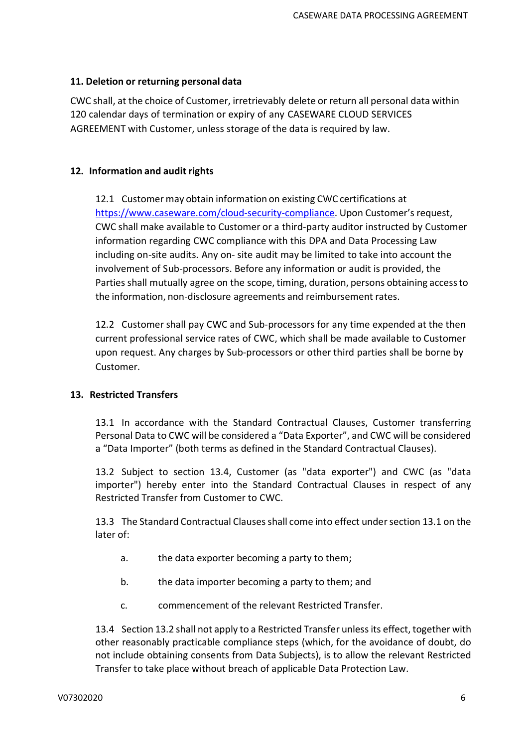### 11. Deletion or returning personal data

CWC shall, at the choice of Customer, irretrievably delete or return all personal data within 120 calendar days of termination or expiry of any CASEWARE CLOUD SERVICES AGREEMENT with Customer, unless storage of the data is required by law.

### 12. Information and audit rights

12.1 Customer may obtain information on existing CWC certifications at https://www.caseware.com/cloud-security-compliance. Upon Customer's request, CWC shall make available to Customer or a third-party auditor instructed by Customer information regarding CWC compliance with this DPA and Data Processing Law including on-site audits. Any on- site audit may be limited to take into account the involvement of Sub-processors. Before any information or audit is provided, the Parties shall mutually agree on the scope, timing, duration, persons obtaining access to the information, non-disclosure agreements and reimbursement rates.

12.2 Customer shall pay CWC and Sub-processors for any time expended at the then current professional service rates of CWC, which shall be made available to Customer upon request. Any charges by Sub-processors or other third parties shall be borne by Customer.

### 13. Restricted Transfers

13.1 In accordance with the Standard Contractual Clauses, Customer transferring Personal Data to CWC will be considered a "Data Exporter", and CWC will be considered a "Data Importer" (both terms as defined in the Standard Contractual Clauses).

13.2 Subject to section 13.4, Customer (as "data exporter") and CWC (as "data importer") hereby enter into the Standard Contractual Clauses in respect of any Restricted Transfer from Customer to CWC.

13.3 The Standard Contractual Clauses shall come into effect under section 13.1 on the later of:

a. the data exporter becoming a party to them;

b. the data importer becoming a party to them; and

c. commencement of the relevant Restricted Transfer.

13.4 Section 13.2 shall not apply to a Restricted Transfer unless its effect, together with other reasonably practicable compliance steps (which, for the avoidance of doubt, do not include obtaining consents from Data Subjects), is to allow the relevant Restricted Transfer to take place without breach of applicable Data Protection Law.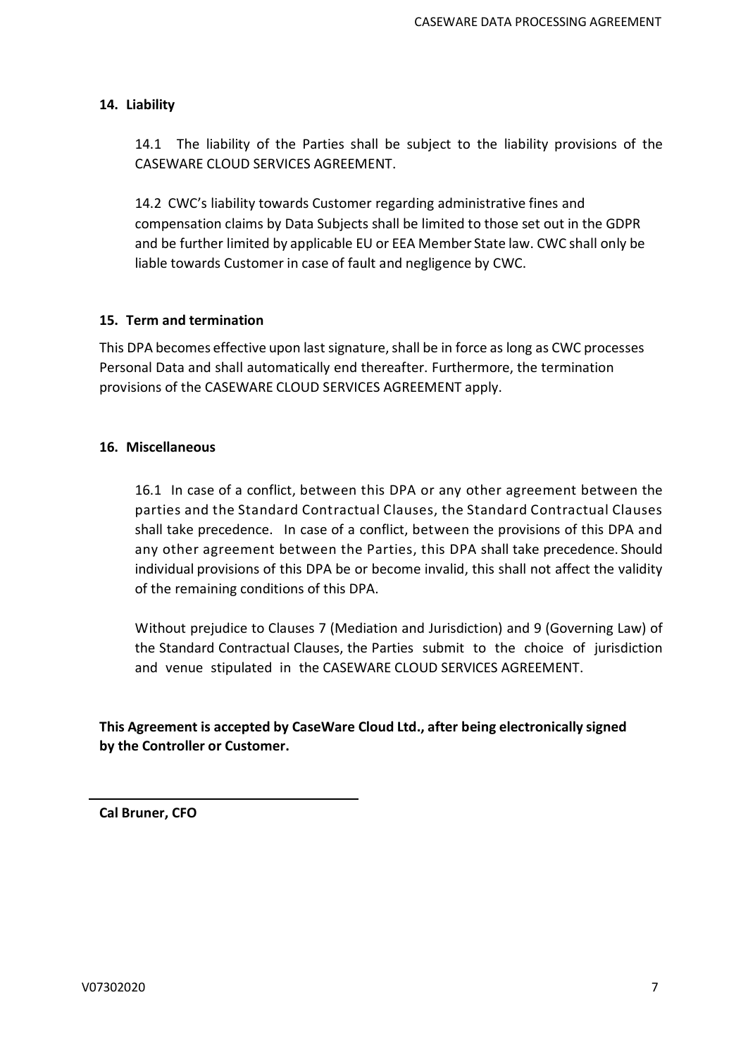## 14. Liability

14.1 The liability of the Parties shall be subject to the liability provisions of the CASEWARE CLOUD SERVICES AGREEMENT.

14.2 CWC's liability towards Customer regarding administrative fines and compensation claims by Data Subjects shall be limited to those set out in the GDPR and be further limited by applicable EU or EEA Member State law. CWC shall only be liable towards Customer in case of fault and negligence by CWC.

## 15. Term and termination

This DPA becomes effective upon last signature, shall be in force as long as CWC processes Personal Data and shall automatically end thereafter. Furthermore, the termination provisions of the CASEWARE CLOUD SERVICES AGREEMENT apply.

## 16. Miscellaneous

16.1 In case of a conflict, between this DPA or any other agreement between the parties and the Standard Contractual Clauses, the Standard Contractual Clauses shall take precedence. In case of a conflict, between the provisions of this DPA and any other agreement between the Parties, this DPA shall take precedence. Should individual provisions of this DPA be or become invalid, this shall not affect the validity of the remaining conditions of this DPA.

Without prejudice to Clauses 7 (Mediation and Jurisdiction) and 9 (Governing Law) of the Standard Contractual Clauses, the Parties submit to the choice of jurisdiction and venue stipulated in the CASEWARE CLOUD SERVICES AGREEMENT.

**This Agreement is accepted by CaseWare Cloud Ltd., after being electronically signed by the Controller or Customer.**

---

**Cal Bruner, CFO**

V07302020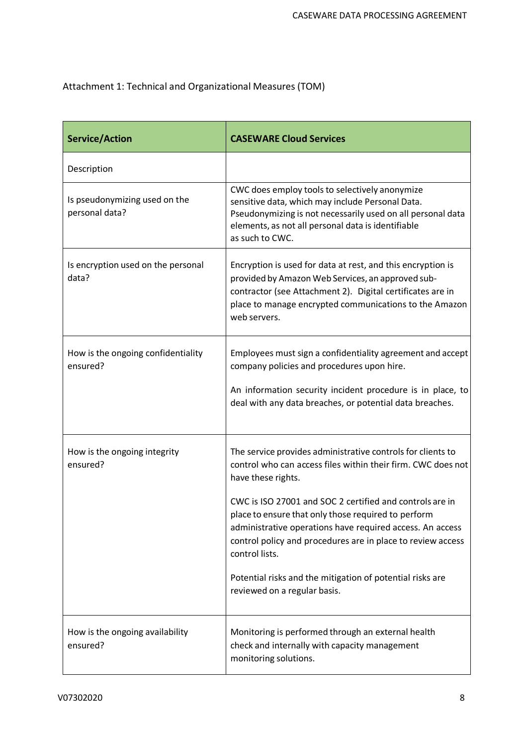Attachment 1: Technical and Organizational Measures (TOM)

| Service/Action | CASEWARE Cloud Services |
| --- | --- |
| Description | |
| Is pseudonymizing used on the personal data? | CWC does employ tools to selectively anonymize sensitive data, which may include Personal Data. Pseudonymizing is not necessarily used on all personal data elements, as not all personal data is identifiable as such to CWC. |
| Is encryption used on the personal data? | Encryption is used for data at rest, and this encryption is provided by Amazon Web Services, an approved sub-contractor (see Attachment 2). Digital certificates are in place to manage encrypted communications to the Amazon web servers. |
| How is the ongoing confidentiality ensured? | Employees must sign a confidentiality agreement and accept company policies and procedures upon hire.<br><br>An information security incident procedure is in place, to deal with any data breaches, or potential data breaches. |
| How is the ongoing integrity ensured? | The service provides administrative controls for clients to control who can access files within their firm. CWC does not have these rights.<br><br>CWC is ISO 27001 and SOC 2 certified and controls are in place to ensure that only those required to perform administrative operations have required access. An access control policy and procedures are in place to review access control lists.<br><br>Potential risks and the mitigation of potential risks are reviewed on a regular basis. |
| How is the ongoing availability ensured? | Monitoring is performed through an external health check and internally with capacity management monitoring solutions. |

V07302020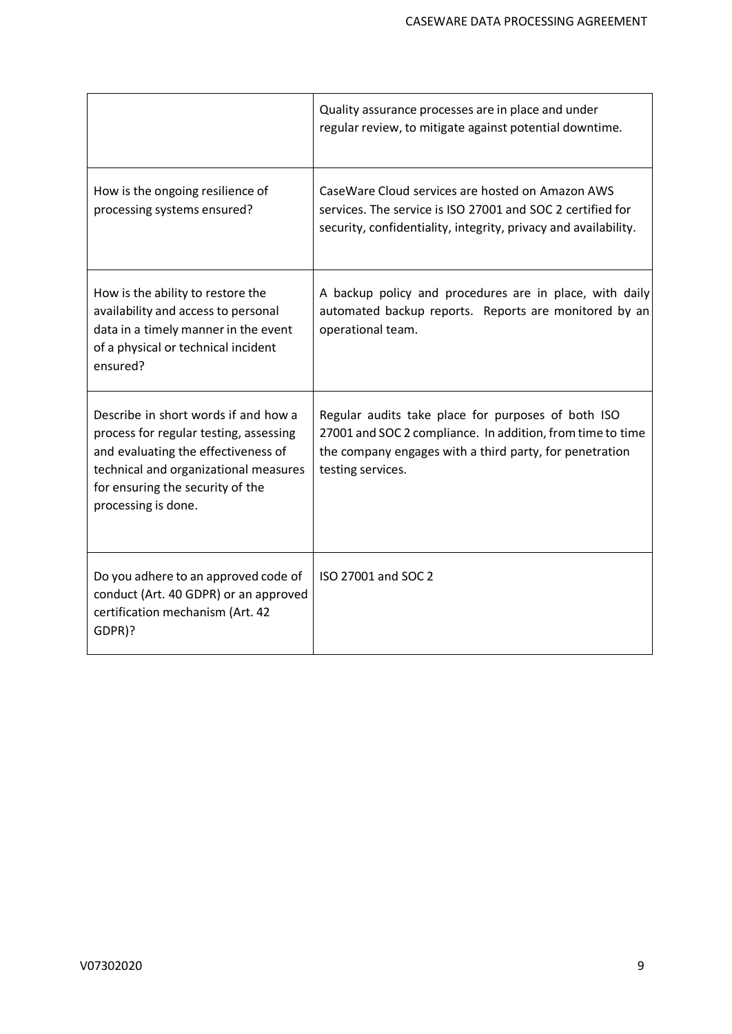| | |
|---|---|
| | Quality assurance processes are in place and under regular review, to mitigate against potential downtime. |
| How is the ongoing resilience of processing systems ensured? | CaseWare Cloud services are hosted on Amazon AWS services. The service is ISO 27001 and SOC 2 certified for security, confidentiality, integrity, privacy and availability. |
| How is the ability to restore the availability and access to personal data in a timely manner in the event of a physical or technical incident ensured? | A backup policy and procedures are in place, with daily automated backup reports. Reports are monitored by an operational team. |
| Describe in short words if and how a process for regular testing, assessing and evaluating the effectiveness of technical and organizational measures for ensuring the security of the processing is done. | Regular audits take place for purposes of both ISO 27001 and SOC 2 compliance. In addition, from time to time the company engages with a third party, for penetration testing services. |
| Do you adhere to an approved code of conduct (Art. 40 GDPR) or an approved certification mechanism (Art. 42 GDPR)? | ISO 27001 and SOC 2 |

V07302020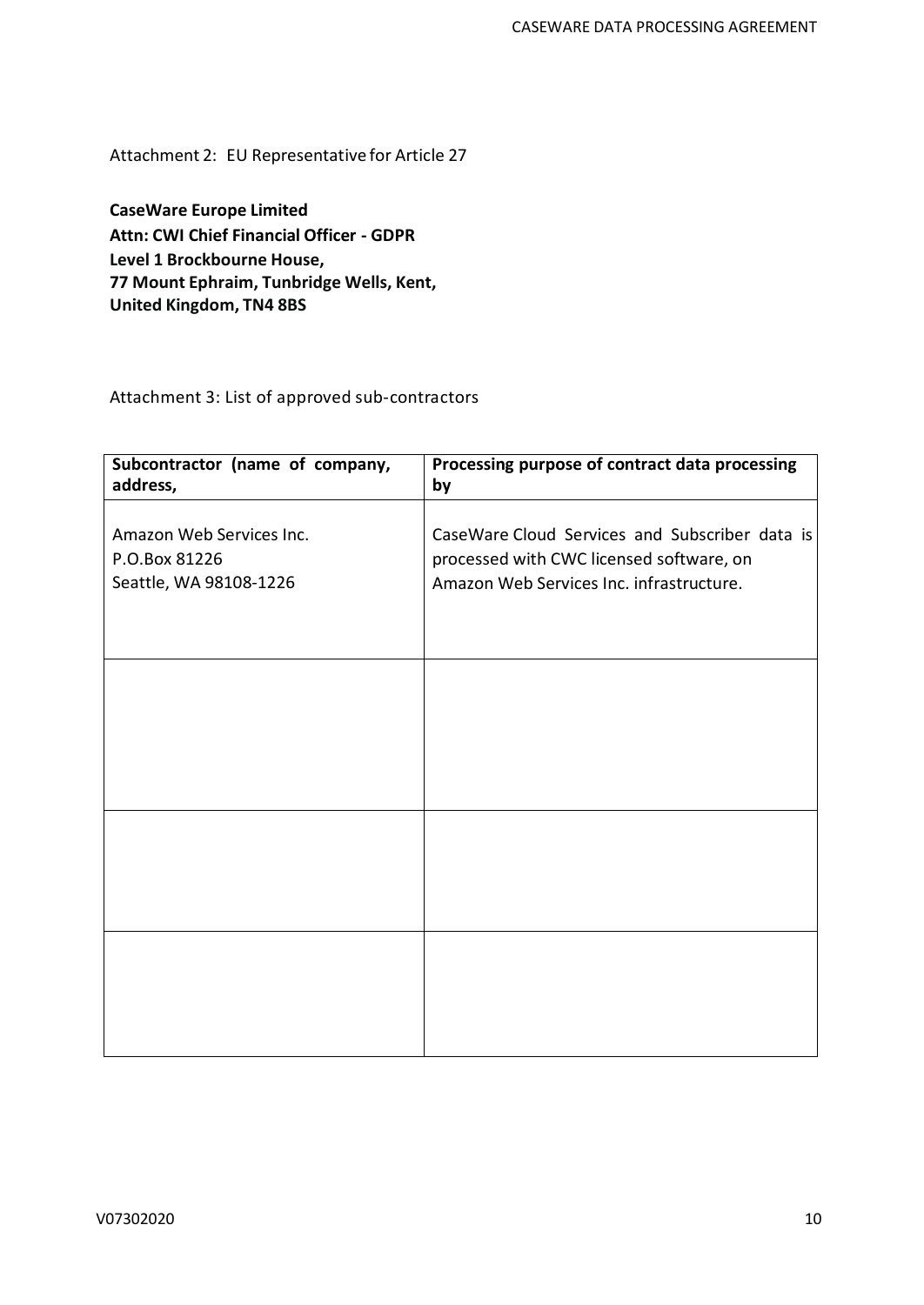Attachment 2: EU Representative for Article 27

**CaseWare Europe Limited**
**Attn: CWI Chief Financial Officer - GDPR**
**Level 1 Brockbourne House,**
**77 Mount Ephraim, Tunbridge Wells, Kent,**
**United Kingdom, TN4 8BS**

Attachment 3: List of approved sub-contractors

| Subcontractor (name of company, address, | Processing purpose of contract data processing by |
|---|---|
| Amazon Web Services Inc.<br>P.O.Box 81226<br>Seattle, WA 98108-1226 | CaseWare Cloud Services and Subscriber data is processed with CWC licensed software, on Amazon Web Services Inc. infrastructure. |
| | |
| | |
| | |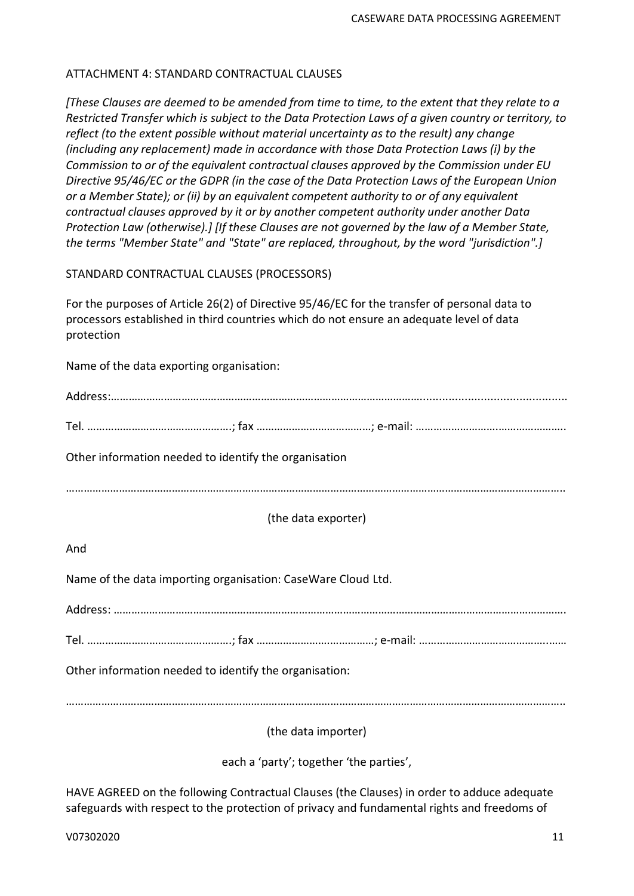## ATTACHMENT 4: STANDARD CONTRACTUAL CLAUSES

*[These Clauses are deemed to be amended from time to time, to the extent that they relate to a Restricted Transfer which is subject to the Data Protection Laws of a given country or territory, to reflect (to the extent possible without material uncertainty as to the result) any change (including any replacement) made in accordance with those Data Protection Laws (i) by the Commission to or of the equivalent contractual clauses approved by the Commission under EU Directive 95/46/EC or the GDPR (in the case of the Data Protection Laws of the European Union or a Member State); or (ii) by an equivalent competent authority to or of any equivalent contractual clauses approved by it or by another competent authority under another Data Protection Law (otherwise).] [If these Clauses are not governed by the law of a Member State, the terms "Member State" and "State" are replaced, throughout, by the word "jurisdiction".]*

### STANDARD CONTRACTUAL CLAUSES (PROCESSORS)

For the purposes of Article 26(2) of Directive 95/46/EC for the transfer of personal data to processors established in third countries which do not ensure an adequate level of data protection

Name of the data exporting organisation:

Address:……………………………………………………………………………………………………………………………………

Tel. ………………………………………….; fax ……………………………….; e-mail: …………………………………………..

Other information needed to identify the organisation

……………………………………………………………………………………………………………………………………………………

(the data exporter)

And

Name of the data importing organisation: CaseWare Cloud Ltd.

Address: ……………………………………………………………………………………………………………………………………

Tel. ………………………………………….; fax ……………………………….; e-mail: …………………………………………..

Other information needed to identify the organisation:

……………………………………………………………………………………………………………………………………………………

(the data importer)

each a 'party'; together 'the parties',

HAVE AGREED on the following Contractual Clauses (the Clauses) in order to adduce adequate safeguards with respect to the protection of privacy and fundamental rights and freedoms of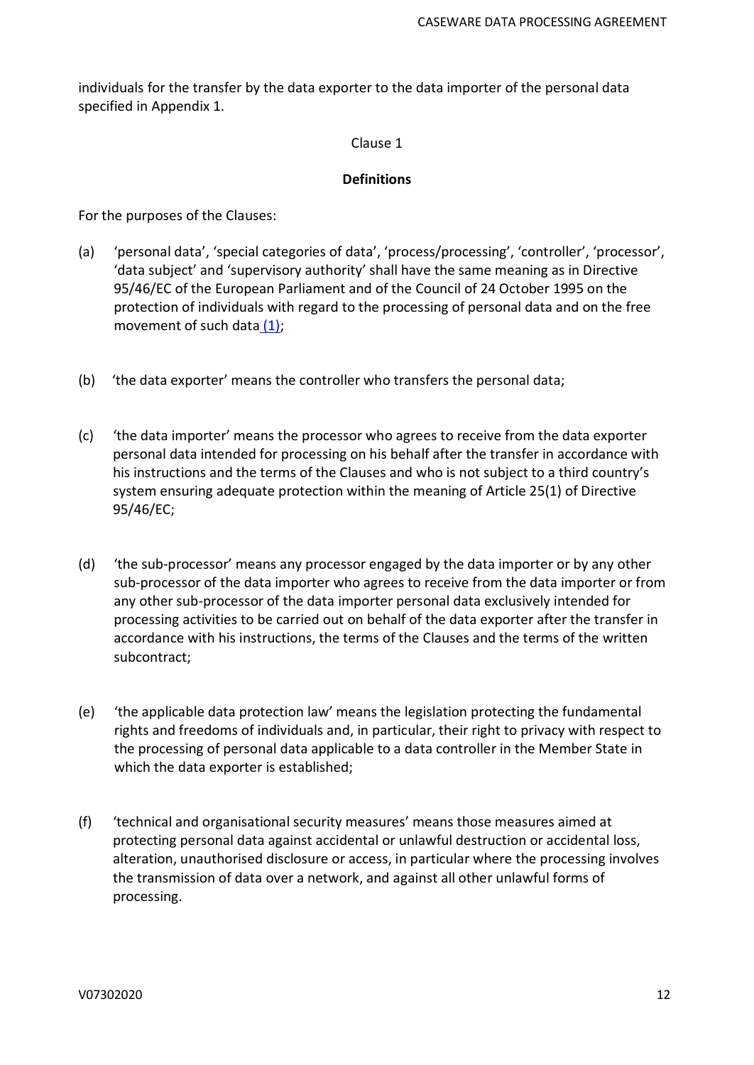individuals for the transfer by the data exporter to the data importer of the personal data specified in Appendix 1.

Clause 1

**Definitions**

For the purposes of the Clauses:

(a) 'personal data', 'special categories of data', 'process/processing', 'controller', 'processor', 'data subject' and 'supervisory authority' shall have the same meaning as in Directive 95/46/EC of the European Parliament and of the Council of 24 October 1995 on the protection of individuals with regard to the processing of personal data and on the free movement of such data (1);

(b) 'the data exporter' means the controller who transfers the personal data;

(c) 'the data importer' means the processor who agrees to receive from the data exporter personal data intended for processing on his behalf after the transfer in accordance with his instructions and the terms of the Clauses and who is not subject to a third country's system ensuring adequate protection within the meaning of Article 25(1) of Directive 95/46/EC;

(d) 'the sub-processor' means any processor engaged by the data importer or by any other sub-processor of the data importer who agrees to receive from the data importer or from any other sub-processor of the data importer personal data exclusively intended for processing activities to be carried out on behalf of the data exporter after the transfer in accordance with his instructions, the terms of the Clauses and the terms of the written subcontract;

(e) 'the applicable data protection law' means the legislation protecting the fundamental rights and freedoms of individuals and, in particular, their right to privacy with respect to the processing of personal data applicable to a data controller in the Member State in which the data exporter is established;

(f) 'technical and organisational security measures' means those measures aimed at protecting personal data against accidental or unlawful destruction or accidental loss, alteration, unauthorised disclosure or access, in particular where the processing involves the transmission of data over a network, and against all other unlawful forms of processing.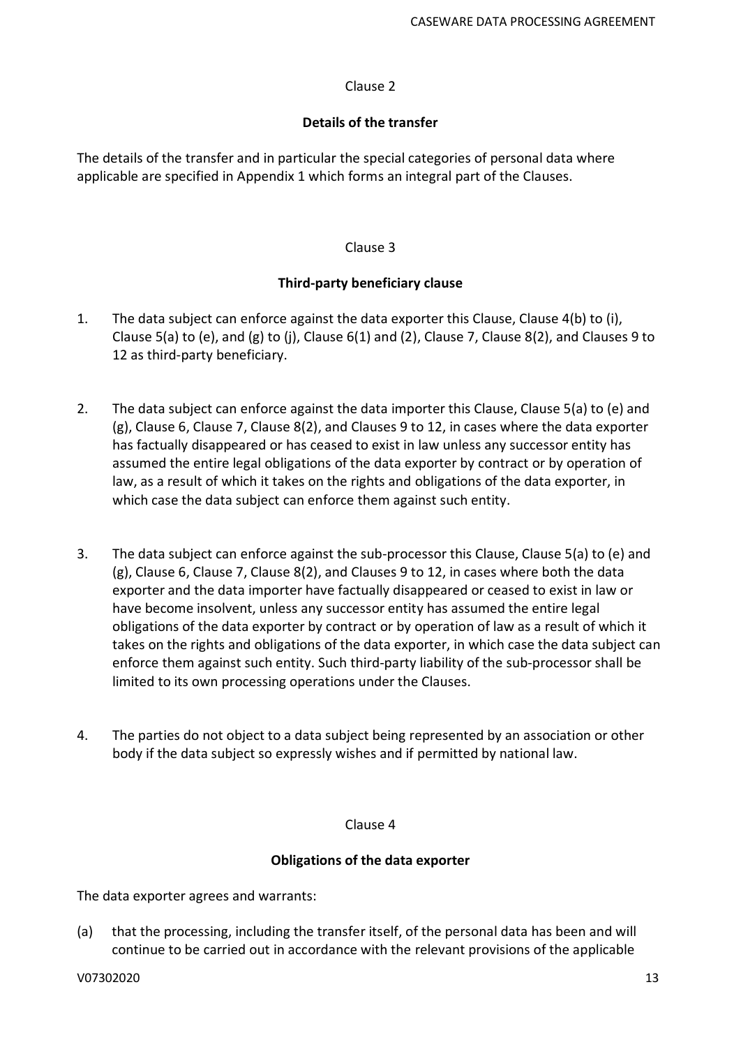Clause 2

**Details of the transfer**

The details of the transfer and in particular the special categories of personal data where applicable are specified in Appendix 1 which forms an integral part of the Clauses.

Clause 3

**Third-party beneficiary clause**

1. The data subject can enforce against the data exporter this Clause, Clause 4(b) to (i), Clause 5(a) to (e), and (g) to (j), Clause 6(1) and (2), Clause 7, Clause 8(2), and Clauses 9 to 12 as third-party beneficiary.

2. The data subject can enforce against the data importer this Clause, Clause 5(a) to (e) and (g), Clause 6, Clause 7, Clause 8(2), and Clauses 9 to 12, in cases where the data exporter has factually disappeared or has ceased to exist in law unless any successor entity has assumed the entire legal obligations of the data exporter by contract or by operation of law, as a result of which it takes on the rights and obligations of the data exporter, in which case the data subject can enforce them against such entity.

3. The data subject can enforce against the sub-processor this Clause, Clause 5(a) to (e) and (g), Clause 6, Clause 7, Clause 8(2), and Clauses 9 to 12, in cases where both the data exporter and the data importer have factually disappeared or ceased to exist in law or have become insolvent, unless any successor entity has assumed the entire legal obligations of the data exporter by contract or by operation of law as a result of which it takes on the rights and obligations of the data exporter, in which case the data subject can enforce them against such entity. Such third-party liability of the sub-processor shall be limited to its own processing operations under the Clauses.

4. The parties do not object to a data subject being represented by an association or other body if the data subject so expressly wishes and if permitted by national law.

Clause 4

**Obligations of the data exporter**

The data exporter agrees and warrants:

(a) that the processing, including the transfer itself, of the personal data has been and will continue to be carried out in accordance with the relevant provisions of the applicable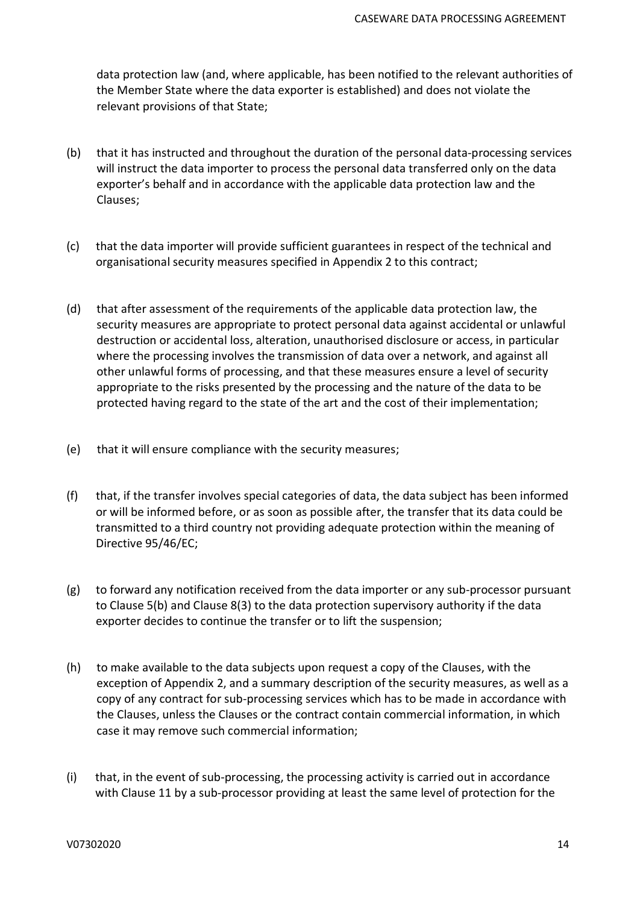data protection law (and, where applicable, has been notified to the relevant authorities of the Member State where the data exporter is established) and does not violate the relevant provisions of that State;

(b) that it has instructed and throughout the duration of the personal data-processing services will instruct the data importer to process the personal data transferred only on the data exporter's behalf and in accordance with the applicable data protection law and the Clauses;

(c) that the data importer will provide sufficient guarantees in respect of the technical and organisational security measures specified in Appendix 2 to this contract;

(d) that after assessment of the requirements of the applicable data protection law, the security measures are appropriate to protect personal data against accidental or unlawful destruction or accidental loss, alteration, unauthorised disclosure or access, in particular where the processing involves the transmission of data over a network, and against all other unlawful forms of processing, and that these measures ensure a level of security appropriate to the risks presented by the processing and the nature of the data to be protected having regard to the state of the art and the cost of their implementation;

(e) that it will ensure compliance with the security measures;

(f) that, if the transfer involves special categories of data, the data subject has been informed or will be informed before, or as soon as possible after, the transfer that its data could be transmitted to a third country not providing adequate protection within the meaning of Directive 95/46/EC;

(g) to forward any notification received from the data importer or any sub-processor pursuant to Clause 5(b) and Clause 8(3) to the data protection supervisory authority if the data exporter decides to continue the transfer or to lift the suspension;

(h) to make available to the data subjects upon request a copy of the Clauses, with the exception of Appendix 2, and a summary description of the security measures, as well as a copy of any contract for sub-processing services which has to be made in accordance with the Clauses, unless the Clauses or the contract contain commercial information, in which case it may remove such commercial information;

(i) that, in the event of sub-processing, the processing activity is carried out in accordance with Clause 11 by a sub-processor providing at least the same level of protection for the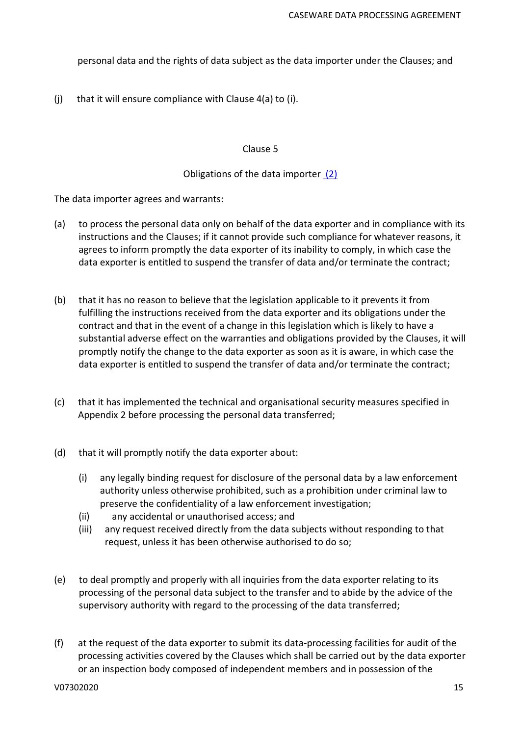personal data and the rights of data subject as the data importer under the Clauses; and

(j) that it will ensure compliance with Clause 4(a) to (i).

Clause 5

Obligations of the data importer [(2)]

The data importer agrees and warrants:

(a) to process the personal data only on behalf of the data exporter and in compliance with its instructions and the Clauses; if it cannot provide such compliance for whatever reasons, it agrees to inform promptly the data exporter of its inability to comply, in which case the data exporter is entitled to suspend the transfer of data and/or terminate the contract;

(b) that it has no reason to believe that the legislation applicable to it prevents it from fulfilling the instructions received from the data exporter and its obligations under the contract and that in the event of a change in this legislation which is likely to have a substantial adverse effect on the warranties and obligations provided by the Clauses, it will promptly notify the change to the data exporter as soon as it is aware, in which case the data exporter is entitled to suspend the transfer of data and/or terminate the contract;

(c) that it has implemented the technical and organisational security measures specified in Appendix 2 before processing the personal data transferred;

(d) that it will promptly notify the data exporter about:

   (i) any legally binding request for disclosure of the personal data by a law enforcement authority unless otherwise prohibited, such as a prohibition under criminal law to preserve the confidentiality of a law enforcement investigation;
   (ii) any accidental or unauthorised access; and
   (iii) any request received directly from the data subjects without responding to that request, unless it has been otherwise authorised to do so;

(e) to deal promptly and properly with all inquiries from the data exporter relating to its processing of the personal data subject to the transfer and to abide by the advice of the supervisory authority with regard to the processing of the data transferred;

(f) at the request of the data exporter to submit its data-processing facilities for audit of the processing activities covered by the Clauses which shall be carried out by the data exporter or an inspection body composed of independent members and in possession of the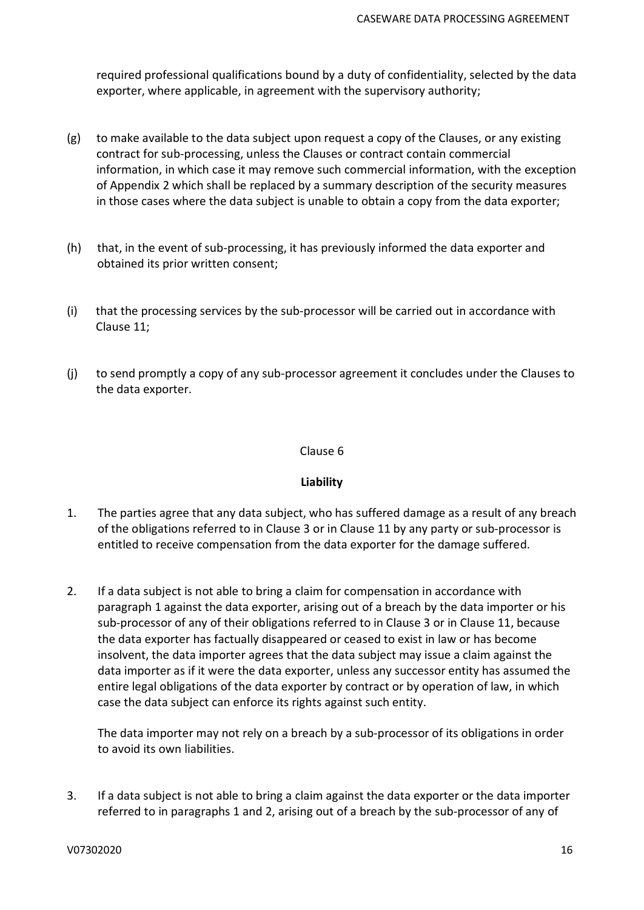required professional qualifications bound by a duty of confidentiality, selected by the data exporter, where applicable, in agreement with the supervisory authority;

(g) to make available to the data subject upon request a copy of the Clauses, or any existing contract for sub-processing, unless the Clauses or contract contain commercial information, in which case it may remove such commercial information, with the exception of Appendix 2 which shall be replaced by a summary description of the security measures in those cases where the data subject is unable to obtain a copy from the data exporter;

(h) that, in the event of sub-processing, it has previously informed the data exporter and obtained its prior written consent;

(i) that the processing services by the sub-processor will be carried out in accordance with Clause 11;

(j) to send promptly a copy of any sub-processor agreement it concludes under the Clauses to the data exporter.

Clause 6

**Liability**

1. The parties agree that any data subject, who has suffered damage as a result of any breach of the obligations referred to in Clause 3 or in Clause 11 by any party or sub-processor is entitled to receive compensation from the data exporter for the damage suffered.

2. If a data subject is not able to bring a claim for compensation in accordance with paragraph 1 against the data exporter, arising out of a breach by the data importer or his sub-processor of any of their obligations referred to in Clause 3 or in Clause 11, because the data exporter has factually disappeared or ceased to exist in law or has become insolvent, the data importer agrees that the data subject may issue a claim against the data importer as if it were the data exporter, unless any successor entity has assumed the entire legal obligations of the data exporter by contract or by operation of law, in which case the data subject can enforce its rights against such entity.

   The data importer may not rely on a breach by a sub-processor of its obligations in order to avoid its own liabilities.

3. If a data subject is not able to bring a claim against the data exporter or the data importer referred to in paragraphs 1 and 2, arising out of a breach by the sub-processor of any of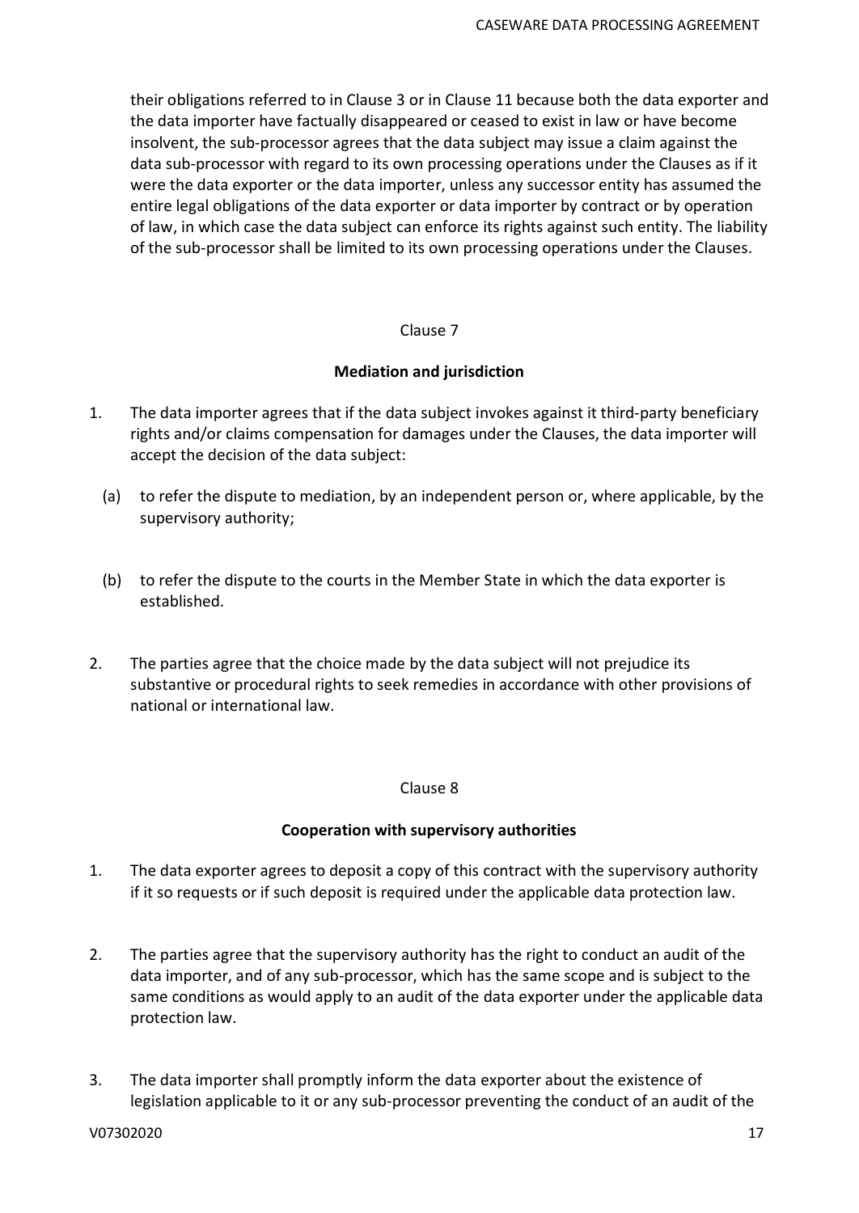their obligations referred to in Clause 3 or in Clause 11 because both the data exporter and the data importer have factually disappeared or ceased to exist in law or have become insolvent, the sub-processor agrees that the data subject may issue a claim against the data sub-processor with regard to its own processing operations under the Clauses as if it were the data exporter or the data importer, unless any successor entity has assumed the entire legal obligations of the data exporter or data importer by contract or by operation of law, in which case the data subject can enforce its rights against such entity. The liability of the sub-processor shall be limited to its own processing operations under the Clauses.

Clause 7

**Mediation and jurisdiction**

1. The data importer agrees that if the data subject invokes against it third-party beneficiary rights and/or claims compensation for damages under the Clauses, the data importer will accept the decision of the data subject:

   (a) to refer the dispute to mediation, by an independent person or, where applicable, by the supervisory authority;

   (b) to refer the dispute to the courts in the Member State in which the data exporter is established.

2. The parties agree that the choice made by the data subject will not prejudice its substantive or procedural rights to seek remedies in accordance with other provisions of national or international law.

Clause 8

**Cooperation with supervisory authorities**

1. The data exporter agrees to deposit a copy of this contract with the supervisory authority if it so requests or if such deposit is required under the applicable data protection law.

2. The parties agree that the supervisory authority has the right to conduct an audit of the data importer, and of any sub-processor, which has the same scope and is subject to the same conditions as would apply to an audit of the data exporter under the applicable data protection law.

3. The data importer shall promptly inform the data exporter about the existence of legislation applicable to it or any sub-processor preventing the conduct of an audit of the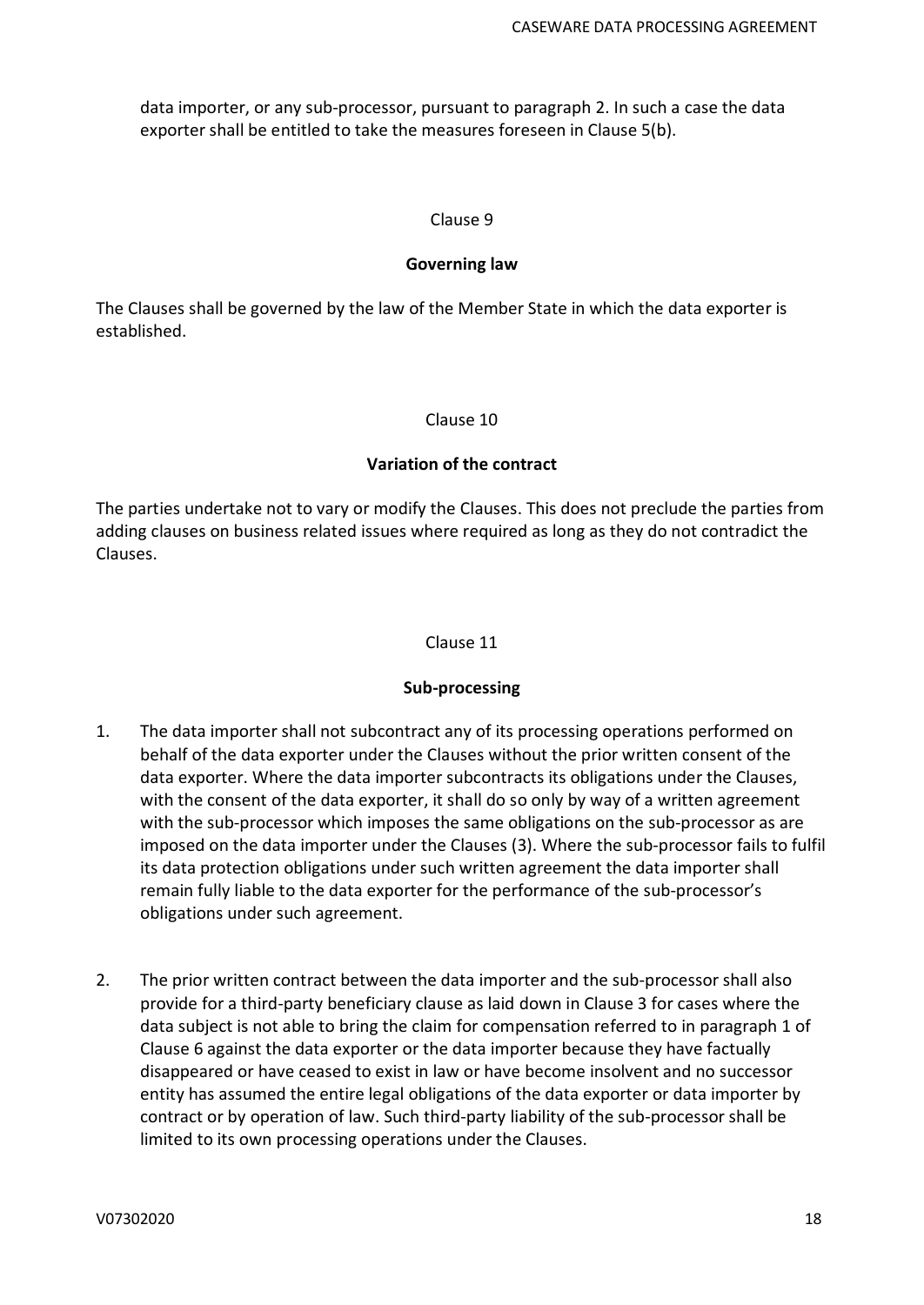data importer, or any sub-processor, pursuant to paragraph 2. In such a case the data exporter shall be entitled to take the measures foreseen in Clause 5(b).

Clause 9

**Governing law**

The Clauses shall be governed by the law of the Member State in which the data exporter is established.

Clause 10

**Variation of the contract**

The parties undertake not to vary or modify the Clauses. This does not preclude the parties from adding clauses on business related issues where required as long as they do not contradict the Clauses.

Clause 11

**Sub-processing**

1. The data importer shall not subcontract any of its processing operations performed on behalf of the data exporter under the Clauses without the prior written consent of the data exporter. Where the data importer subcontracts its obligations under the Clauses, with the consent of the data exporter, it shall do so only by way of a written agreement with the sub-processor which imposes the same obligations on the sub-processor as are imposed on the data importer under the Clauses (3). Where the sub-processor fails to fulfil its data protection obligations under such written agreement the data importer shall remain fully liable to the data exporter for the performance of the sub-processor's obligations under such agreement.

2. The prior written contract between the data importer and the sub-processor shall also provide for a third-party beneficiary clause as laid down in Clause 3 for cases where the data subject is not able to bring the claim for compensation referred to in paragraph 1 of Clause 6 against the data exporter or the data importer because they have factually disappeared or have ceased to exist in law or have become insolvent and no successor entity has assumed the entire legal obligations of the data exporter or data importer by contract or by operation of law. Such third-party liability of the sub-processor shall be limited to its own processing operations under the Clauses.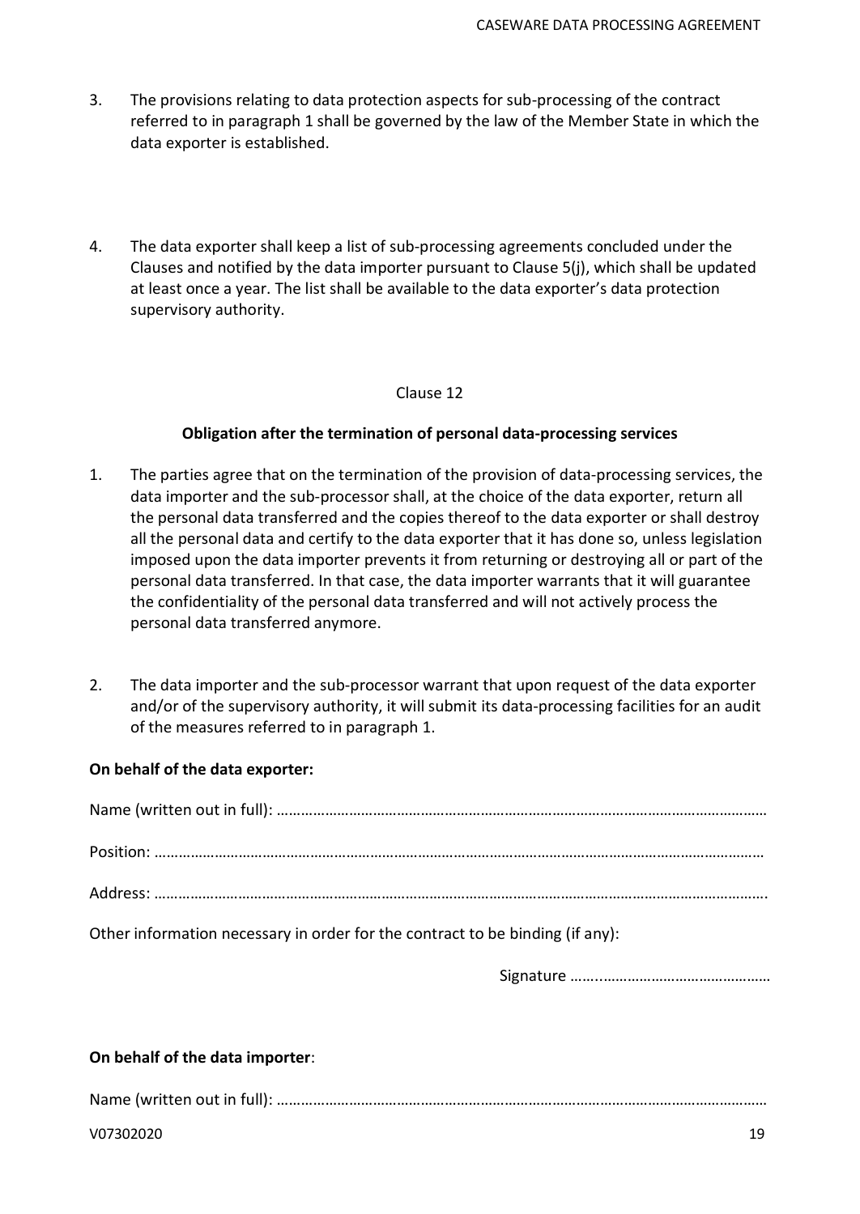3. The provisions relating to data protection aspects for sub-processing of the contract referred to in paragraph 1 shall be governed by the law of the Member State in which the data exporter is established.

4. The data exporter shall keep a list of sub-processing agreements concluded under the Clauses and notified by the data importer pursuant to Clause 5(j), which shall be updated at least once a year. The list shall be available to the data exporter's data protection supervisory authority.

Clause 12

**Obligation after the termination of personal data-processing services**

1. The parties agree that on the termination of the provision of data-processing services, the data importer and the sub-processor shall, at the choice of the data exporter, return all the personal data transferred and the copies thereof to the data exporter or shall destroy all the personal data and certify to the data exporter that it has done so, unless legislation imposed upon the data importer prevents it from returning or destroying all or part of the personal data transferred. In that case, the data importer warrants that it will guarantee the confidentiality of the personal data transferred and will not actively process the personal data transferred anymore.

2. The data importer and the sub-processor warrant that upon request of the data exporter and/or of the supervisory authority, it will submit its data-processing facilities for an audit of the measures referred to in paragraph 1.

**On behalf of the data exporter:**

Name (written out in full): ……………………………………………………………………………………………………………

Position: ……………………………………………………………………………………………………………………………………

Address: ……………………………………………………………………………………………………………………………………

Other information necessary in order for the contract to be binding (if any):

Signature ……………………………………………

**On behalf of the data importer**:

Name (written out in full): ……………………………………………………………………………………………………………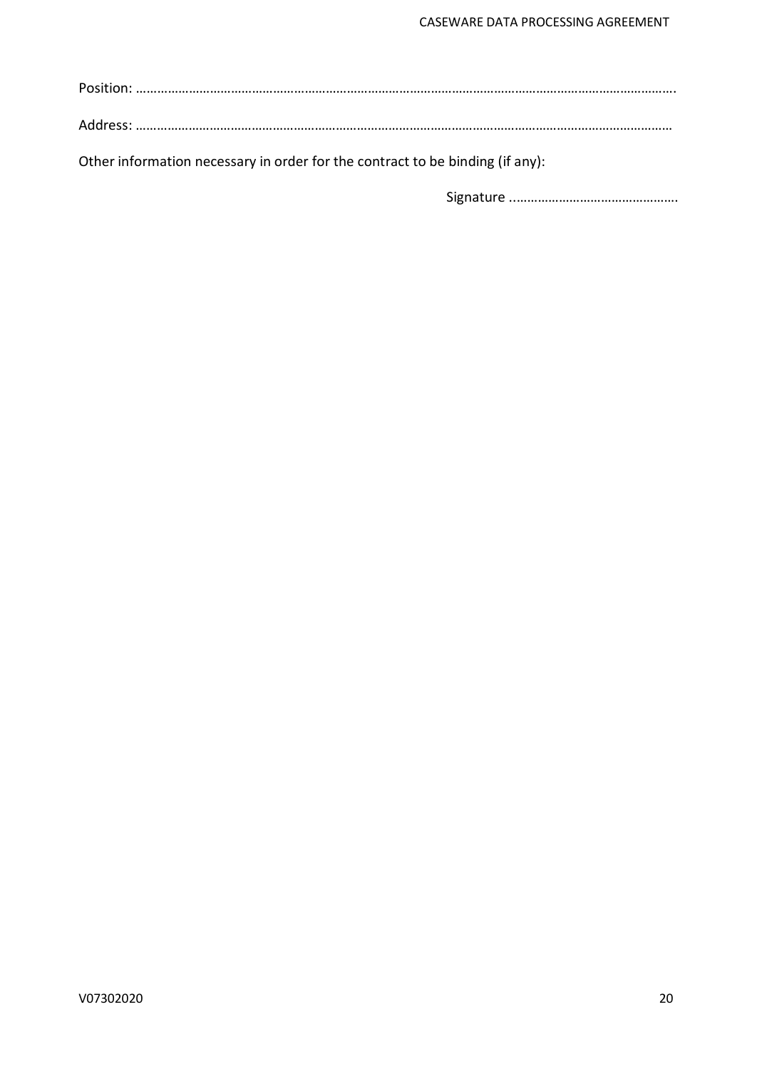Position: ……………………………………………………………………………………………………………………………………….

Address: ………………………………………………………………………………………………………………………………………

Other information necessary in order for the contract to be binding (if any):

Signature ………………………………………….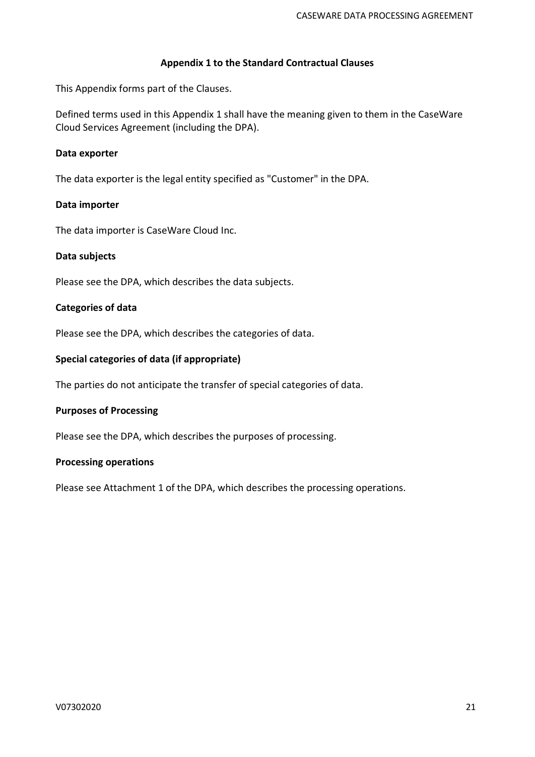## Appendix 1 to the Standard Contractual Clauses

This Appendix forms part of the Clauses.

Defined terms used in this Appendix 1 shall have the meaning given to them in the CaseWare Cloud Services Agreement (including the DPA).

**Data exporter**

The data exporter is the legal entity specified as "Customer" in the DPA.

**Data importer**

The data importer is CaseWare Cloud Inc.

**Data subjects**

Please see the DPA, which describes the data subjects.

**Categories of data**

Please see the DPA, which describes the categories of data.

**Special categories of data (if appropriate)**

The parties do not anticipate the transfer of special categories of data.

**Purposes of Processing**

Please see the DPA, which describes the purposes of processing.

**Processing operations**

Please see Attachment 1 of the DPA, which describes the processing operations.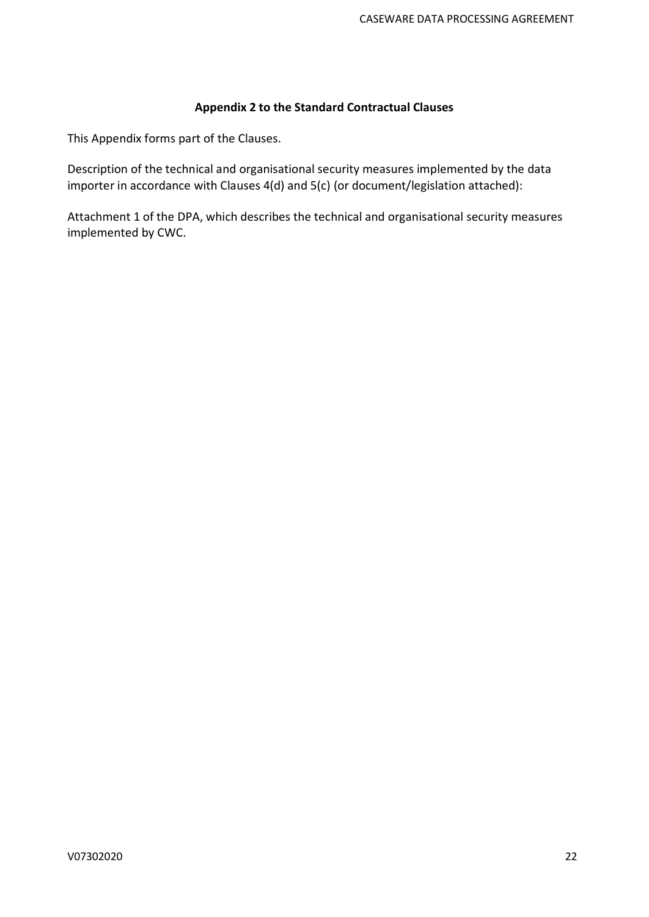**Appendix 2 to the Standard Contractual Clauses**

This Appendix forms part of the Clauses.

Description of the technical and organisational security measures implemented by the data importer in accordance with Clauses 4(d) and 5(c) (or document/legislation attached):

Attachment 1 of the DPA, which describes the technical and organisational security measures implemented by CWC.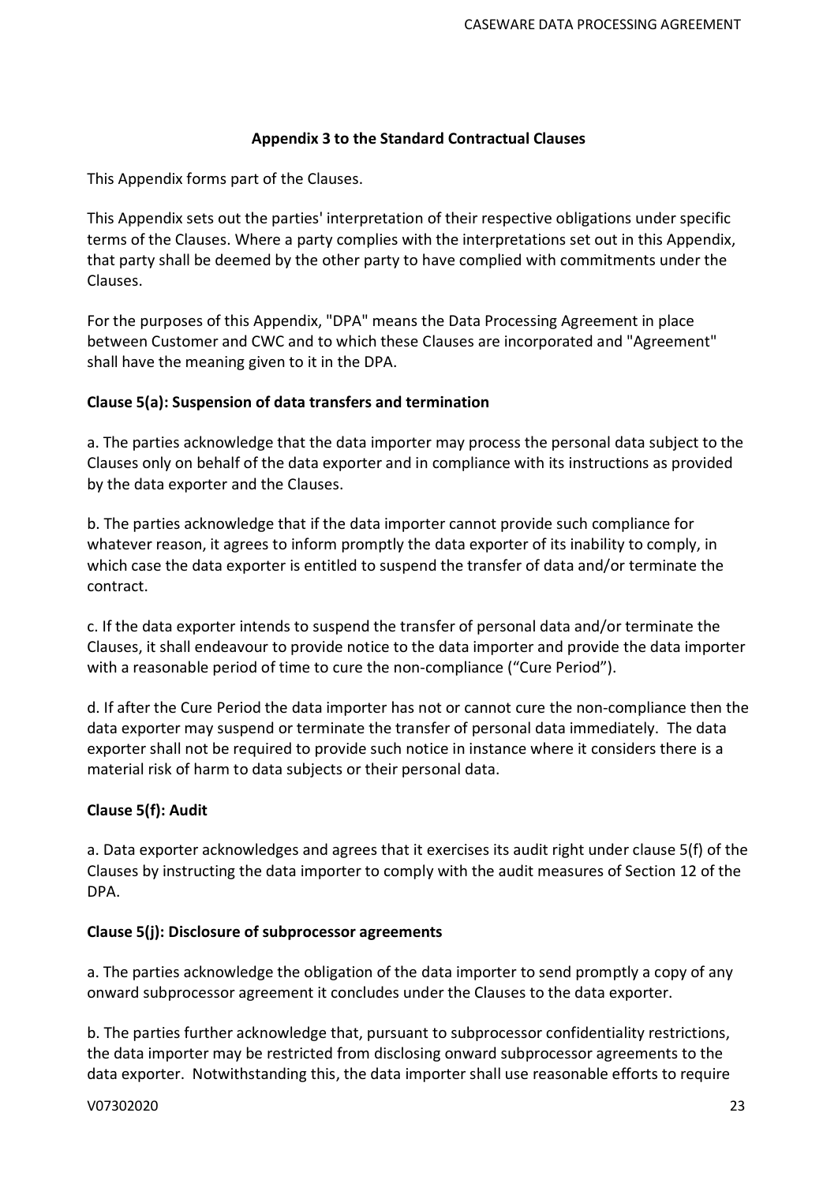## Appendix 3 to the Standard Contractual Clauses

This Appendix forms part of the Clauses.

This Appendix sets out the parties' interpretation of their respective obligations under specific terms of the Clauses. Where a party complies with the interpretations set out in this Appendix, that party shall be deemed by the other party to have complied with commitments under the Clauses.

For the purposes of this Appendix, "DPA" means the Data Processing Agreement in place between Customer and CWC and to which these Clauses are incorporated and "Agreement" shall have the meaning given to it in the DPA.

### Clause 5(a): Suspension of data transfers and termination

a. The parties acknowledge that the data importer may process the personal data subject to the Clauses only on behalf of the data exporter and in compliance with its instructions as provided by the data exporter and the Clauses.

b. The parties acknowledge that if the data importer cannot provide such compliance for whatever reason, it agrees to inform promptly the data exporter of its inability to comply, in which case the data exporter is entitled to suspend the transfer of data and/or terminate the contract.

c. If the data exporter intends to suspend the transfer of personal data and/or terminate the Clauses, it shall endeavour to provide notice to the data importer and provide the data importer with a reasonable period of time to cure the non-compliance ("Cure Period").

d. If after the Cure Period the data importer has not or cannot cure the non-compliance then the data exporter may suspend or terminate the transfer of personal data immediately. The data exporter shall not be required to provide such notice in instance where it considers there is a material risk of harm to data subjects or their personal data.

### Clause 5(f): Audit

a. Data exporter acknowledges and agrees that it exercises its audit right under clause 5(f) of the Clauses by instructing the data importer to comply with the audit measures of Section 12 of the DPA.

### Clause 5(j): Disclosure of subprocessor agreements

a. The parties acknowledge the obligation of the data importer to send promptly a copy of any onward subprocessor agreement it concludes under the Clauses to the data exporter.

b. The parties further acknowledge that, pursuant to subprocessor confidentiality restrictions, the data importer may be restricted from disclosing onward subprocessor agreements to the data exporter. Notwithstanding this, the data importer shall use reasonable efforts to require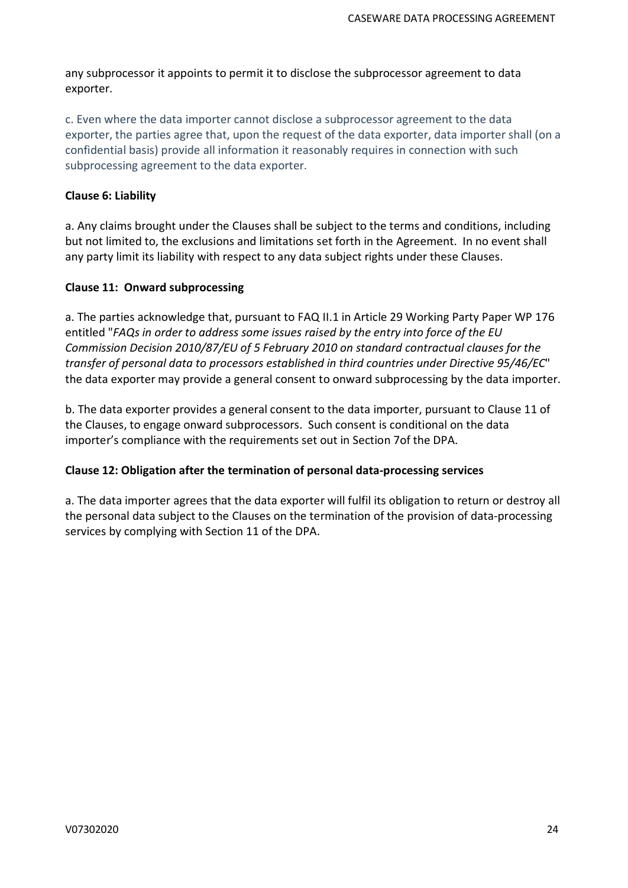any subprocessor it appoints to permit it to disclose the subprocessor agreement to data exporter.

c. Even where the data importer cannot disclose a subprocessor agreement to the data exporter, the parties agree that, upon the request of the data exporter, data importer shall (on a confidential basis) provide all information it reasonably requires in connection with such subprocessing agreement to the data exporter.

**Clause 6: Liability**

a. Any claims brought under the Clauses shall be subject to the terms and conditions, including but not limited to, the exclusions and limitations set forth in the Agreement. In no event shall any party limit its liability with respect to any data subject rights under these Clauses.

**Clause 11: Onward subprocessing**

a. The parties acknowledge that, pursuant to FAQ II.1 in Article 29 Working Party Paper WP 176 entitled "*FAQs in order to address some issues raised by the entry into force of the EU Commission Decision 2010/87/EU of 5 February 2010 on standard contractual clauses for the transfer of personal data to processors established in third countries under Directive 95/46/EC*" the data exporter may provide a general consent to onward subprocessing by the data importer.

b. The data exporter provides a general consent to the data importer, pursuant to Clause 11 of the Clauses, to engage onward subprocessors. Such consent is conditional on the data importer's compliance with the requirements set out in Section 7of the DPA.

**Clause 12: Obligation after the termination of personal data-processing services**

a. The data importer agrees that the data exporter will fulfil its obligation to return or destroy all the personal data subject to the Clauses on the termination of the provision of data-processing services by complying with Section 11 of the DPA.